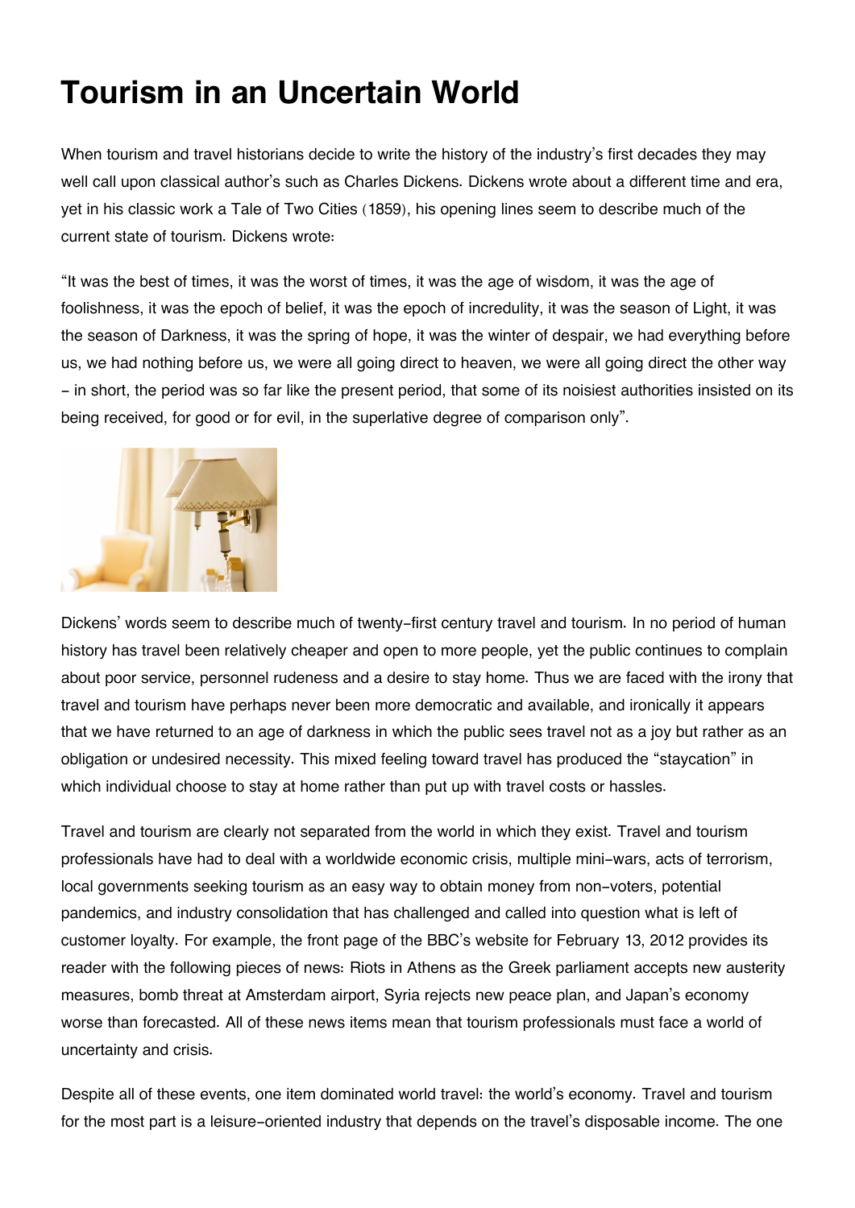# Tourism in an Uncertain World

When tourism and travel historians decide to write the history of the industry's first decades they may well call upon classical author's such as Charles Dickens. Dickens wrote about a different time and era, yet in his classic work a Tale of Two Cities (1859), his opening lines seem to describe much of the current state of tourism. Dickens wrote:

"It was the best of times, it was the worst of times, it was the age of wisdom, it was the age of foolishness, it was the epoch of belief, it was the epoch of incredulity, it was the season of Light, it was the season of Darkness, it was the spring of hope, it was the winter of despair, we had everything before us, we had nothing before us, we were all going direct to heaven, we were all going direct the other way – in short, the period was so far like the present period, that some of its noisiest authorities insisted on its being received, for good or for evil, in the superlative degree of comparison only".

Dickens' words seem to describe much of twenty-first century travel and tourism. In no period of human history has travel been relatively cheaper and open to more people, yet the public continues to complain about poor service, personnel rudeness and a desire to stay home. Thus we are faced with the irony that travel and tourism have perhaps never been more democratic and available, and ironically it appears that we have returned to an age of darkness in which the public sees travel not as a joy but rather as an obligation or undesired necessity. This mixed feeling toward travel has produced the "staycation" in which individual choose to stay at home rather than put up with travel costs or hassles.

Travel and tourism are clearly not separated from the world in which they exist. Travel and tourism professionals have had to deal with a worldwide economic crisis, multiple mini-wars, acts of terrorism, local governments seeking tourism as an easy way to obtain money from non-voters, potential pandemics, and industry consolidation that has challenged and called into question what is left of customer loyalty. For example, the front page of the BBC's website for February 13, 2012 provides its reader with the following pieces of news: Riots in Athens as the Greek parliament accepts new austerity measures, bomb threat at Amsterdam airport, Syria rejects new peace plan, and Japan's economy worse than forecasted. All of these news items mean that tourism professionals must face a world of uncertainty and crisis.

Despite all of these events, one item dominated world travel: the world's economy. Travel and tourism for the most part is a leisure-oriented industry that depends on the travel's disposable income. The one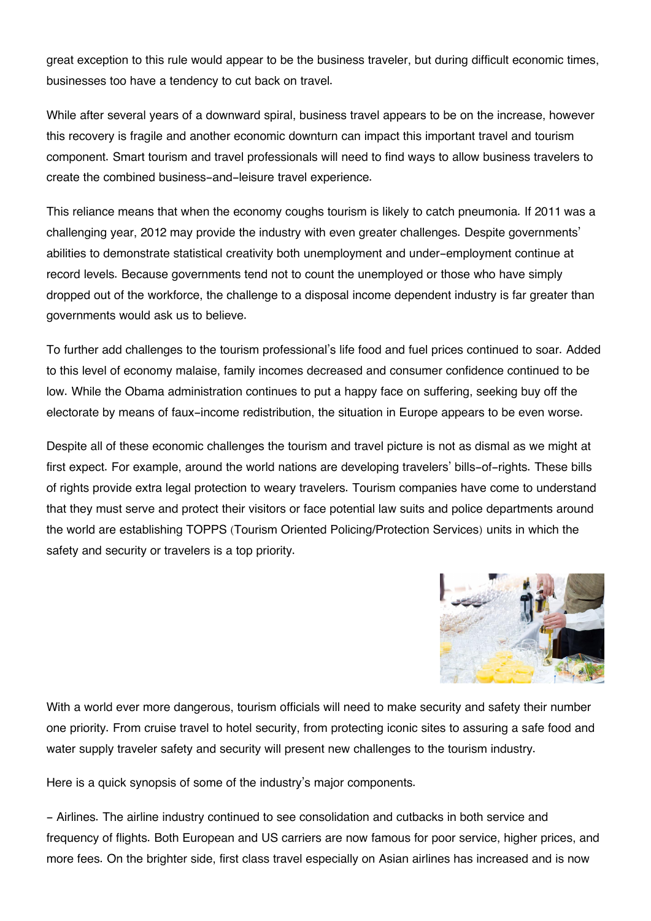great exception to this rule would appear to be the business traveler, but during difficult economic times, businesses too have a tendency to cut back on travel.

While after several years of a downward spiral, business travel appears to be on the increase, however this recovery is fragile and another economic downturn can impact this important travel and tourism component. Smart tourism and travel professionals will need to find ways to allow business travelers to create the combined business-and-leisure travel experience.

This reliance means that when the economy coughs tourism is likely to catch pneumonia. If 2011 was a challenging year, 2012 may provide the industry with even greater challenges. Despite governments' abilities to demonstrate statistical creativity both unemployment and under-employment continue at record levels. Because governments tend not to count the unemployed or those who have simply dropped out of the workforce, the challenge to a disposal income dependent industry is far greater than governments would ask us to believe.

To further add challenges to the tourism professional's life food and fuel prices continued to soar. Added to this level of economy malaise, family incomes decreased and consumer confidence continued to be low. While the Obama administration continues to put a happy face on suffering, seeking buy off the electorate by means of faux-income redistribution, the situation in Europe appears to be even worse.

Despite all of these economic challenges the tourism and travel picture is not as dismal as we might at first expect. For example, around the world nations are developing travelers' bills-of-rights. These bills of rights provide extra legal protection to weary travelers. Tourism companies have come to understand that they must serve and protect their visitors or face potential law suits and police departments around the world are establishing TOPPS (Tourism Oriented Policing/Protection Services) units in which the safety and security or travelers is a top priority.

With a world ever more dangerous, tourism officials will need to make security and safety their number one priority. From cruise travel to hotel security, from protecting iconic sites to assuring a safe food and water supply traveler safety and security will present new challenges to the tourism industry.

Here is a quick synopsis of some of the industry's major components.

- Airlines. The airline industry continued to see consolidation and cutbacks in both service and frequency of flights. Both European and US carriers are now famous for poor service, higher prices, and more fees. On the brighter side, first class travel especially on Asian airlines has increased and is now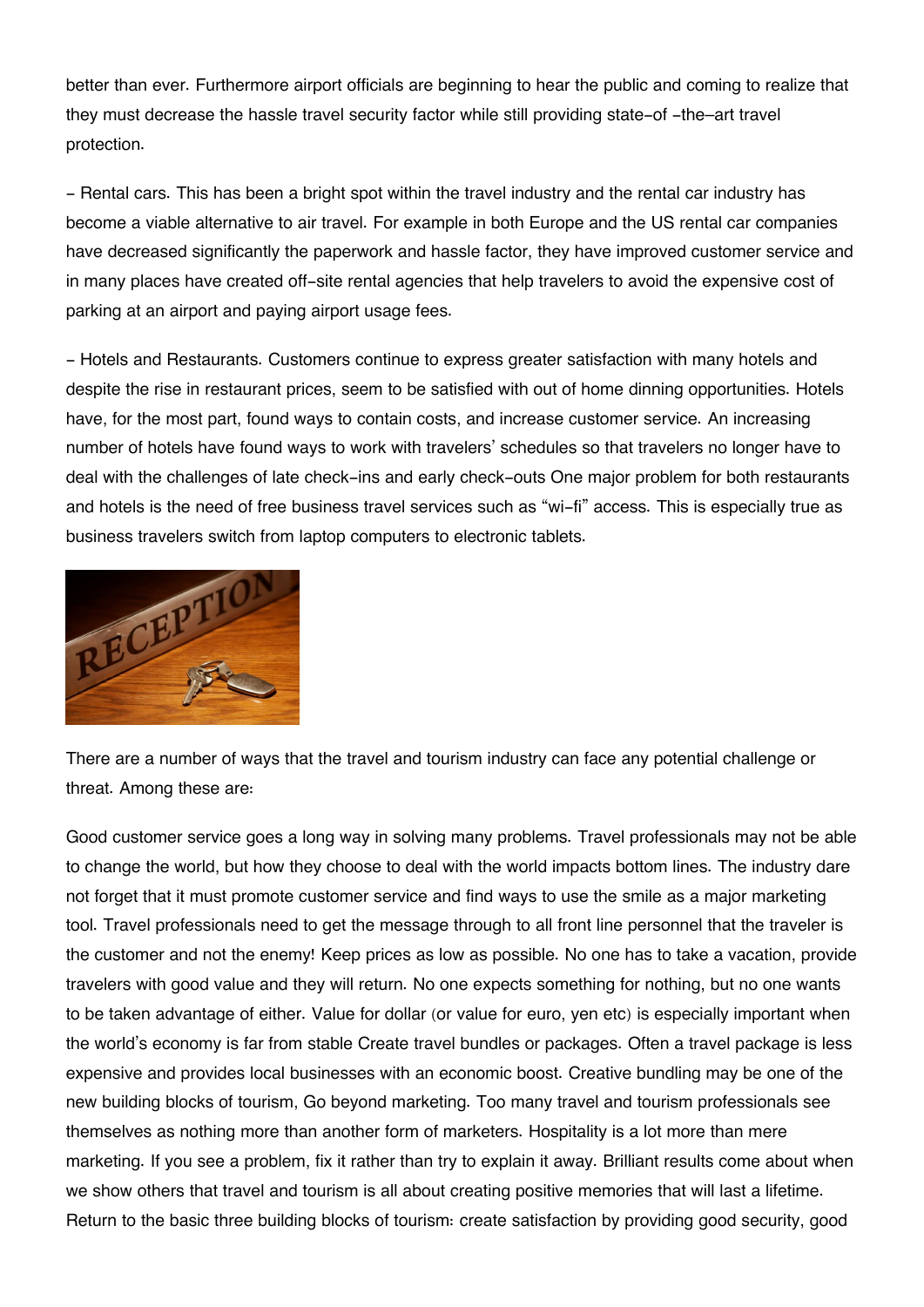better than ever. Furthermore airport officials are beginning to hear the public and coming to realize that they must decrease the hassle travel security factor while still providing state-of -the–art travel protection.

- Rental cars. This has been a bright spot within the travel industry and the rental car industry has become a viable alternative to air travel. For example in both Europe and the US rental car companies have decreased significantly the paperwork and hassle factor, they have improved customer service and in many places have created off-site rental agencies that help travelers to avoid the expensive cost of parking at an airport and paying airport usage fees.

- Hotels and Restaurants. Customers continue to express greater satisfaction with many hotels and despite the rise in restaurant prices, seem to be satisfied with out of home dinning opportunities. Hotels have, for the most part, found ways to contain costs, and increase customer service. An increasing number of hotels have found ways to work with travelers' schedules so that travelers no longer have to deal with the challenges of late check-ins and early check-outs One major problem for both restaurants and hotels is the need of free business travel services such as "wi-fi" access. This is especially true as business travelers switch from laptop computers to electronic tablets.

There are a number of ways that the travel and tourism industry can face any potential challenge or threat. Among these are:

Good customer service goes a long way in solving many problems. Travel professionals may not be able to change the world, but how they choose to deal with the world impacts bottom lines. The industry dare not forget that it must promote customer service and find ways to use the smile as a major marketing tool. Travel professionals need to get the message through to all front line personnel that the traveler is the customer and not the enemy! Keep prices as low as possible. No one has to take a vacation, provide travelers with good value and they will return. No one expects something for nothing, but no one wants to be taken advantage of either. Value for dollar (or value for euro, yen etc) is especially important when the world's economy is far from stable Create travel bundles or packages. Often a travel package is less expensive and provides local businesses with an economic boost. Creative bundling may be one of the new building blocks of tourism, Go beyond marketing. Too many travel and tourism professionals see themselves as nothing more than another form of marketers. Hospitality is a lot more than mere marketing. If you see a problem, fix it rather than try to explain it away. Brilliant results come about when we show others that travel and tourism is all about creating positive memories that will last a lifetime. Return to the basic three building blocks of tourism: create satisfaction by providing good security, good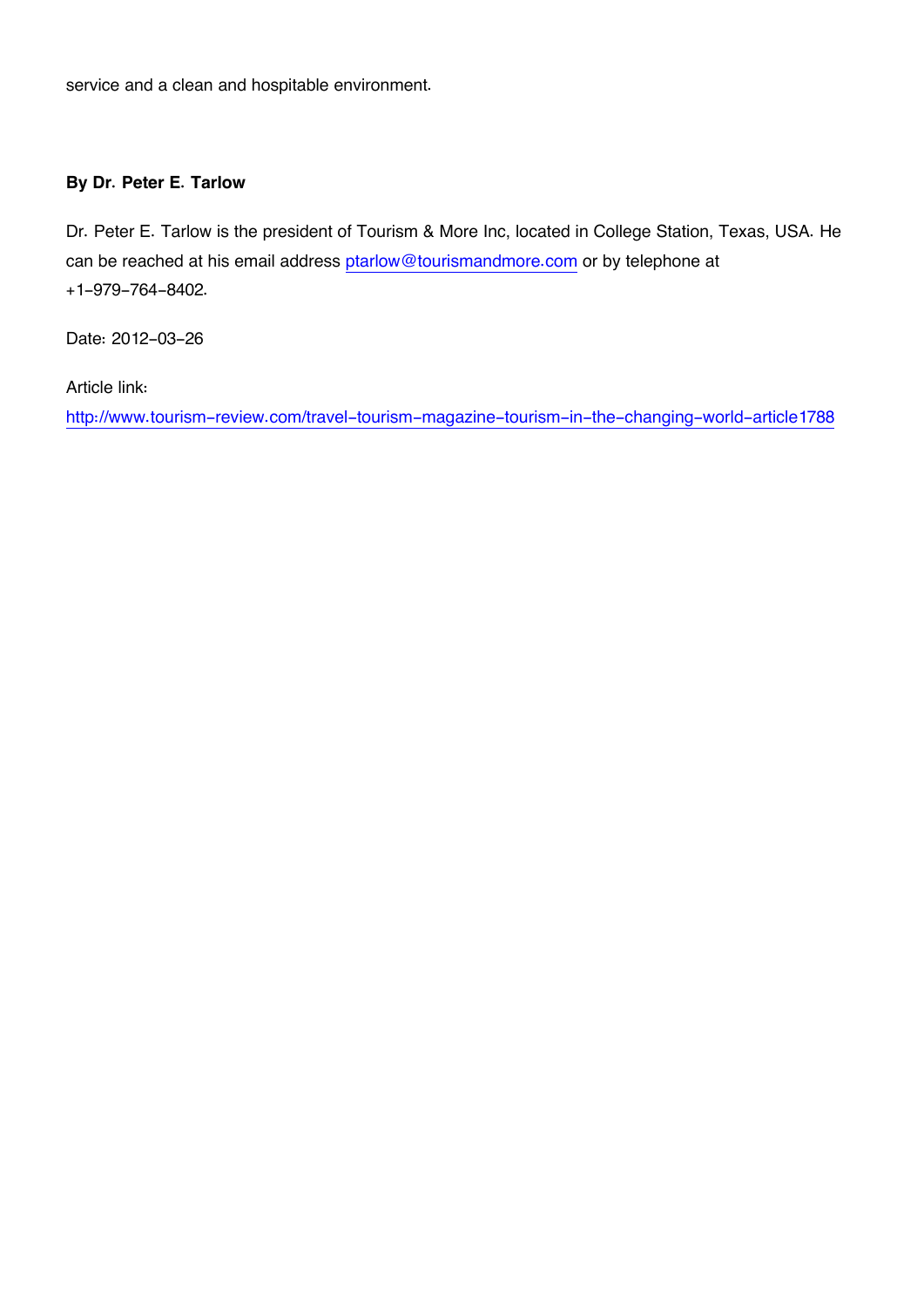service and a clean and hospitable environment.

**By Dr. Peter E. Tarlow**

Dr. Peter E. Tarlow is the president of Tourism & More Inc, located in College Station, Texas, USA. He can be reached at his email address ptarlow@tourismandmore.com or by telephone at +1-979-764-8402.

Date: 2012-03-26

Article link:
http://www.tourism-review.com/travel-tourism-magazine-tourism-in-the-changing-world-article1788